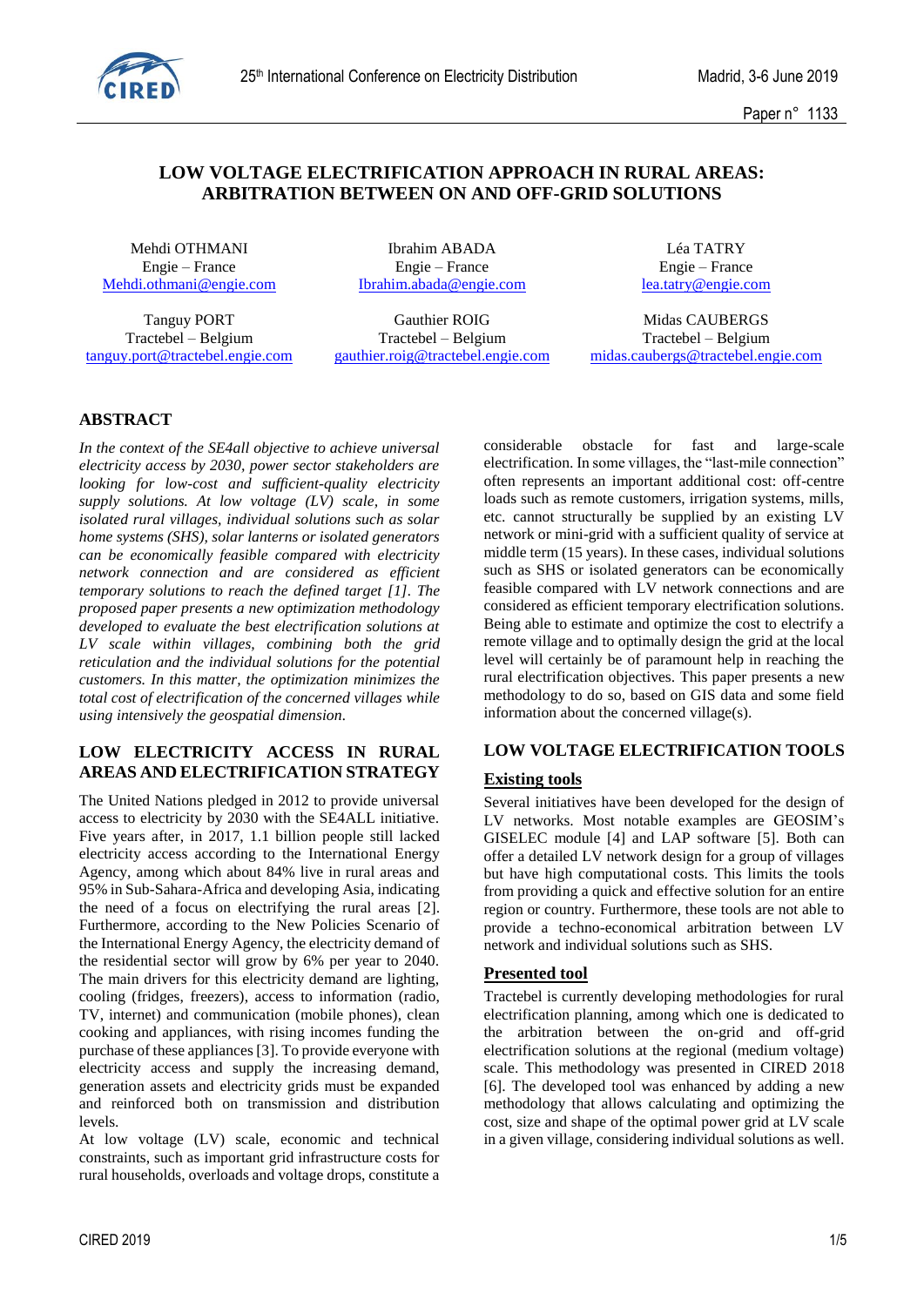# LOW VOLTAGE ELECTRIFICATION APPROACH IN RURAL AREAS: ARBITRATION BETWEEN ON AND OFF-GRID SOLUTIONS

Mehdi OTHMANI
Engie – France
Mehdi.othmani@engie.com

Ibrahim ABADA
Engie – France
Ibrahim.abada@engie.com

Léa TATRY
Engie – France
lea.tatry@engie.com

Tanguy PORT
Tractebel – Belgium
tanguy.port@tractebel.engie.com

Gauthier ROIG
Tractebel – Belgium
gauthier.roig@tractebel.engie.com

Midas CAUBERGS
Tractebel – Belgium
midas.caubergs@tractebel.engie.com

## ABSTRACT

*In the context of the SE4all objective to achieve universal electricity access by 2030, power sector stakeholders are looking for low-cost and sufficient-quality electricity supply solutions. At low voltage (LV) scale, in some isolated rural villages, individual solutions such as solar home systems (SHS), solar lanterns or isolated generators can be economically feasible compared with electricity network connection and are considered as efficient temporary solutions to reach the defined target [1]. The proposed paper presents a new optimization methodology developed to evaluate the best electrification solutions at LV scale within villages, combining both the grid reticulation and the individual solutions for the potential customers. In this matter, the optimization minimizes the total cost of electrification of the concerned villages while using intensively the geospatial dimension.*

## LOW ELECTRICITY ACCESS IN RURAL AREAS AND ELECTRIFICATION STRATEGY

The United Nations pledged in 2012 to provide universal access to electricity by 2030 with the SE4ALL initiative. Five years after, in 2017, 1.1 billion people still lacked electricity access according to the International Energy Agency, among which about 84% live in rural areas and 95% in Sub-Sahara-Africa and developing Asia, indicating the need of a focus on electrifying the rural areas [2]. Furthermore, according to the New Policies Scenario of the International Energy Agency, the electricity demand of the residential sector will grow by 6% per year to 2040. The main drivers for this electricity demand are lighting, cooling (fridges, freezers), access to information (radio, TV, internet) and communication (mobile phones), clean cooking and appliances, with rising incomes funding the purchase of these appliances [3]. To provide everyone with electricity access and supply the increasing demand, generation assets and electricity grids must be expanded and reinforced both on transmission and distribution levels.

At low voltage (LV) scale, economic and technical constraints, such as important grid infrastructure costs for rural households, overloads and voltage drops, constitute a considerable obstacle for fast and large-scale electrification. In some villages, the "last-mile connection" often represents an important additional cost: off-centre loads such as remote customers, irrigation systems, mills, etc. cannot structurally be supplied by an existing LV network or mini-grid with a sufficient quality of service at middle term (15 years). In these cases, individual solutions such as SHS or isolated generators can be economically feasible compared with LV network connections and are considered as efficient temporary electrification solutions. Being able to estimate and optimize the cost to electrify a remote village and to optimally design the grid at the local level will certainly be of paramount help in reaching the rural electrification objectives. This paper presents a new methodology to do so, based on GIS data and some field information about the concerned village(s).

## LOW VOLTAGE ELECTRIFICATION TOOLS

### Existing tools

Several initiatives have been developed for the design of LV networks. Most notable examples are GEOSIM's GISELEC module [4] and LAP software [5]. Both can offer a detailed LV network design for a group of villages but have high computational costs. This limits the tools from providing a quick and effective solution for an entire region or country. Furthermore, these tools are not able to provide a techno-economical arbitration between LV network and individual solutions such as SHS.

### Presented tool

Tractebel is currently developing methodologies for rural electrification planning, among which one is dedicated to the arbitration between the on-grid and off-grid electrification solutions at the regional (medium voltage) scale. This methodology was presented in CIRED 2018 [6]. The developed tool was enhanced by adding a new methodology that allows calculating and optimizing the cost, size and shape of the optimal power grid at LV scale in a given village, considering individual solutions as well.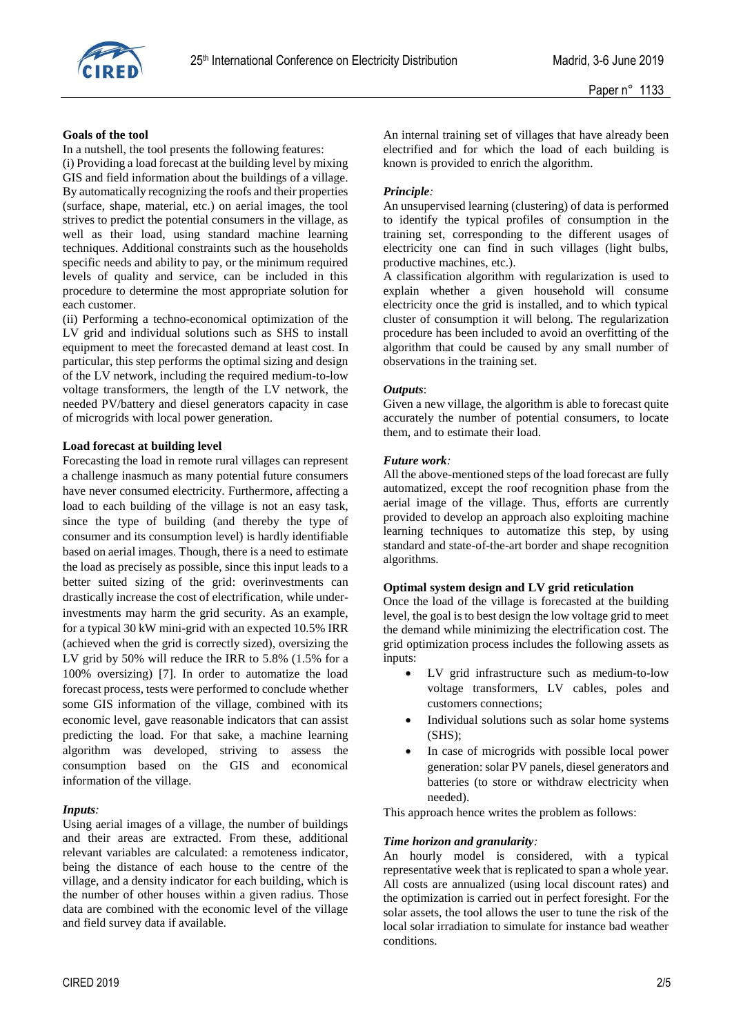**Goals of the tool**

In a nutshell, the tool presents the following features:

(i) Providing a load forecast at the building level by mixing GIS and field information about the buildings of a village. By automatically recognizing the roofs and their properties (surface, shape, material, etc.) on aerial images, the tool strives to predict the potential consumers in the village, as well as their load, using standard machine learning techniques. Additional constraints such as the households specific needs and ability to pay, or the minimum required levels of quality and service, can be included in this procedure to determine the most appropriate solution for each customer.

(ii) Performing a techno-economical optimization of the LV grid and individual solutions such as SHS to install equipment to meet the forecasted demand at least cost. In particular, this step performs the optimal sizing and design of the LV network, including the required medium-to-low voltage transformers, the length of the LV network, the needed PV/battery and diesel generators capacity in case of microgrids with local power generation.

**Load forecast at building level**

Forecasting the load in remote rural villages can represent a challenge inasmuch as many potential future consumers have never consumed electricity. Furthermore, affecting a load to each building of the village is not an easy task, since the type of building (and thereby the type of consumer and its consumption level) is hardly identifiable based on aerial images. Though, there is a need to estimate the load as precisely as possible, since this input leads to a better suited sizing of the grid: overinvestments can drastically increase the cost of electrification, while under-investments may harm the grid security. As an example, for a typical 30 kW mini-grid with an expected 10.5% IRR (achieved when the grid is correctly sized), oversizing the LV grid by 50% will reduce the IRR to 5.8% (1.5% for a 100% oversizing) [7]. In order to automatize the load forecast process, tests were performed to conclude whether some GIS information of the village, combined with its economic level, gave reasonable indicators that can assist predicting the load. For that sake, a machine learning algorithm was developed, striving to assess the consumption based on the GIS and economical information of the village.

***Inputs:***

Using aerial images of a village, the number of buildings and their areas are extracted. From these, additional relevant variables are calculated: a remoteness indicator, being the distance of each house to the centre of the village, and a density indicator for each building, which is the number of other houses within a given radius. Those data are combined with the economic level of the village and field survey data if available.

An internal training set of villages that have already been electrified and for which the load of each building is known is provided to enrich the algorithm.

***Principle:***

An unsupervised learning (clustering) of data is performed to identify the typical profiles of consumption in the training set, corresponding to the different usages of electricity one can find in such villages (light bulbs, productive machines, etc.).

A classification algorithm with regularization is used to explain whether a given household will consume electricity once the grid is installed, and to which typical cluster of consumption it will belong. The regularization procedure has been included to avoid an overfitting of the algorithm that could be caused by any small number of observations in the training set.

***Outputs*:**

Given a new village, the algorithm is able to forecast quite accurately the number of potential consumers, to locate them, and to estimate their load.

***Future work:***

All the above-mentioned steps of the load forecast are fully automatized, except the roof recognition phase from the aerial image of the village. Thus, efforts are currently provided to develop an approach also exploiting machine learning techniques to automatize this step, by using standard and state-of-the-art border and shape recognition algorithms.

**Optimal system design and LV grid reticulation**

Once the load of the village is forecasted at the building level, the goal is to best design the low voltage grid to meet the demand while minimizing the electrification cost. The grid optimization process includes the following assets as inputs:

- LV grid infrastructure such as medium-to-low voltage transformers, LV cables, poles and customers connections;
- Individual solutions such as solar home systems (SHS);
- In case of microgrids with possible local power generation: solar PV panels, diesel generators and batteries (to store or withdraw electricity when needed).

This approach hence writes the problem as follows:

***Time horizon and granularity:***

An hourly model is considered, with a typical representative week that is replicated to span a whole year. All costs are annualized (using local discount rates) and the optimization is carried out in perfect foresight. For the solar assets, the tool allows the user to tune the risk of the local solar irradiation to simulate for instance bad weather conditions.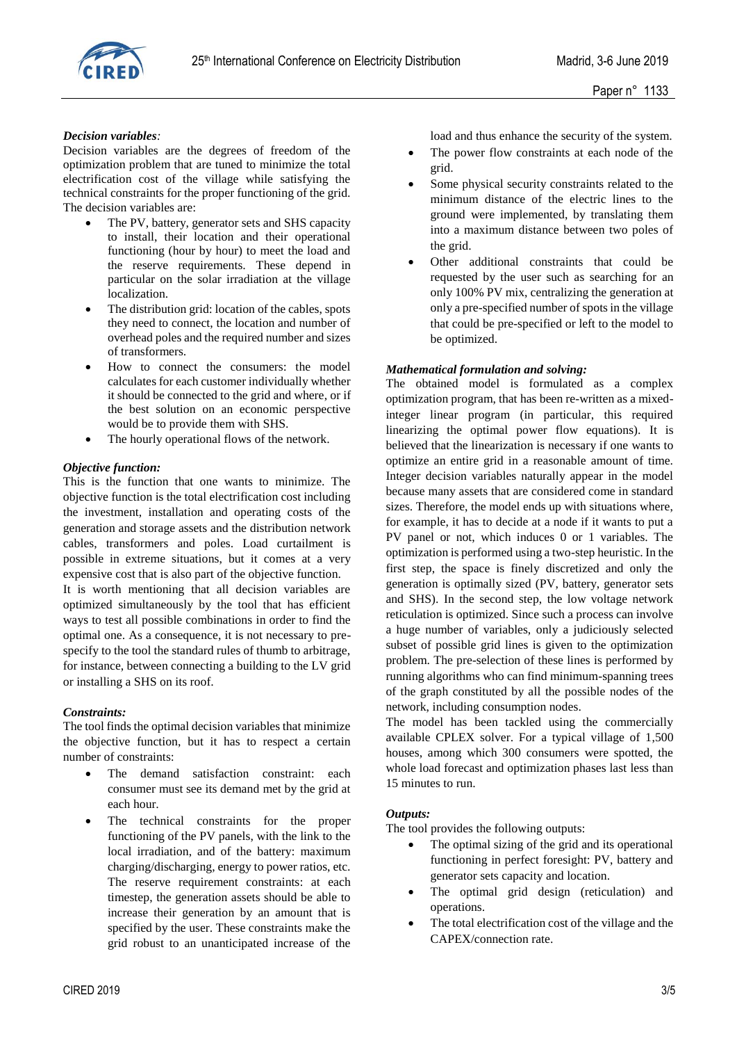***Decision variables:***

Decision variables are the degrees of freedom of the optimization problem that are tuned to minimize the total electrification cost of the village while satisfying the technical constraints for the proper functioning of the grid. The decision variables are:

- The PV, battery, generator sets and SHS capacity to install, their location and their operational functioning (hour by hour) to meet the load and the reserve requirements. These depend in particular on the solar irradiation at the village localization.
- The distribution grid: location of the cables, spots they need to connect, the location and number of overhead poles and the required number and sizes of transformers.
- How to connect the consumers: the model calculates for each customer individually whether it should be connected to the grid and where, or if the best solution on an economic perspective would be to provide them with SHS.
- The hourly operational flows of the network.

***Objective function:***

This is the function that one wants to minimize. The objective function is the total electrification cost including the investment, installation and operating costs of the generation and storage assets and the distribution network cables, transformers and poles. Load curtailment is possible in extreme situations, but it comes at a very expensive cost that is also part of the objective function.

It is worth mentioning that all decision variables are optimized simultaneously by the tool that has efficient ways to test all possible combinations in order to find the optimal one. As a consequence, it is not necessary to pre-specify to the tool the standard rules of thumb to arbitrage, for instance, between connecting a building to the LV grid or installing a SHS on its roof.

***Constraints:***

The tool finds the optimal decision variables that minimize the objective function, but it has to respect a certain number of constraints:

- The demand satisfaction constraint: each consumer must see its demand met by the grid at each hour.
- The technical constraints for the proper functioning of the PV panels, with the link to the local irradiation, and of the battery: maximum charging/discharging, energy to power ratios, etc. The reserve requirement constraints: at each timestep, the generation assets should be able to increase their generation by an amount that is specified by the user. These constraints make the grid robust to an unanticipated increase of the load and thus enhance the security of the system.
- The power flow constraints at each node of the grid.
- Some physical security constraints related to the minimum distance of the electric lines to the ground were implemented, by translating them into a maximum distance between two poles of the grid.
- Other additional constraints that could be requested by the user such as searching for an only 100% PV mix, centralizing the generation at only a pre-specified number of spots in the village that could be pre-specified or left to the model to be optimized.

***Mathematical formulation and solving:***

The obtained model is formulated as a complex optimization program, that has been re-written as a mixed-integer linear program (in particular, this required linearizing the optimal power flow equations). It is believed that the linearization is necessary if one wants to optimize an entire grid in a reasonable amount of time. Integer decision variables naturally appear in the model because many assets that are considered come in standard sizes. Therefore, the model ends up with situations where, for example, it has to decide at a node if it wants to put a PV panel or not, which induces 0 or 1 variables. The optimization is performed using a two-step heuristic. In the first step, the space is finely discretized and only the generation is optimally sized (PV, battery, generator sets and SHS). In the second step, the low voltage network reticulation is optimized. Since such a process can involve a huge number of variables, only a judiciously selected subset of possible grid lines is given to the optimization problem. The pre-selection of these lines is performed by running algorithms who can find minimum-spanning trees of the graph constituted by all the possible nodes of the network, including consumption nodes.

The model has been tackled using the commercially available CPLEX solver. For a typical village of 1,500 houses, among which 300 consumers were spotted, the whole load forecast and optimization phases last less than 15 minutes to run.

***Outputs:***

The tool provides the following outputs:

- The optimal sizing of the grid and its operational functioning in perfect foresight: PV, battery and generator sets capacity and location.
- The optimal grid design (reticulation) and operations.
- The total electrification cost of the village and the CAPEX/connection rate.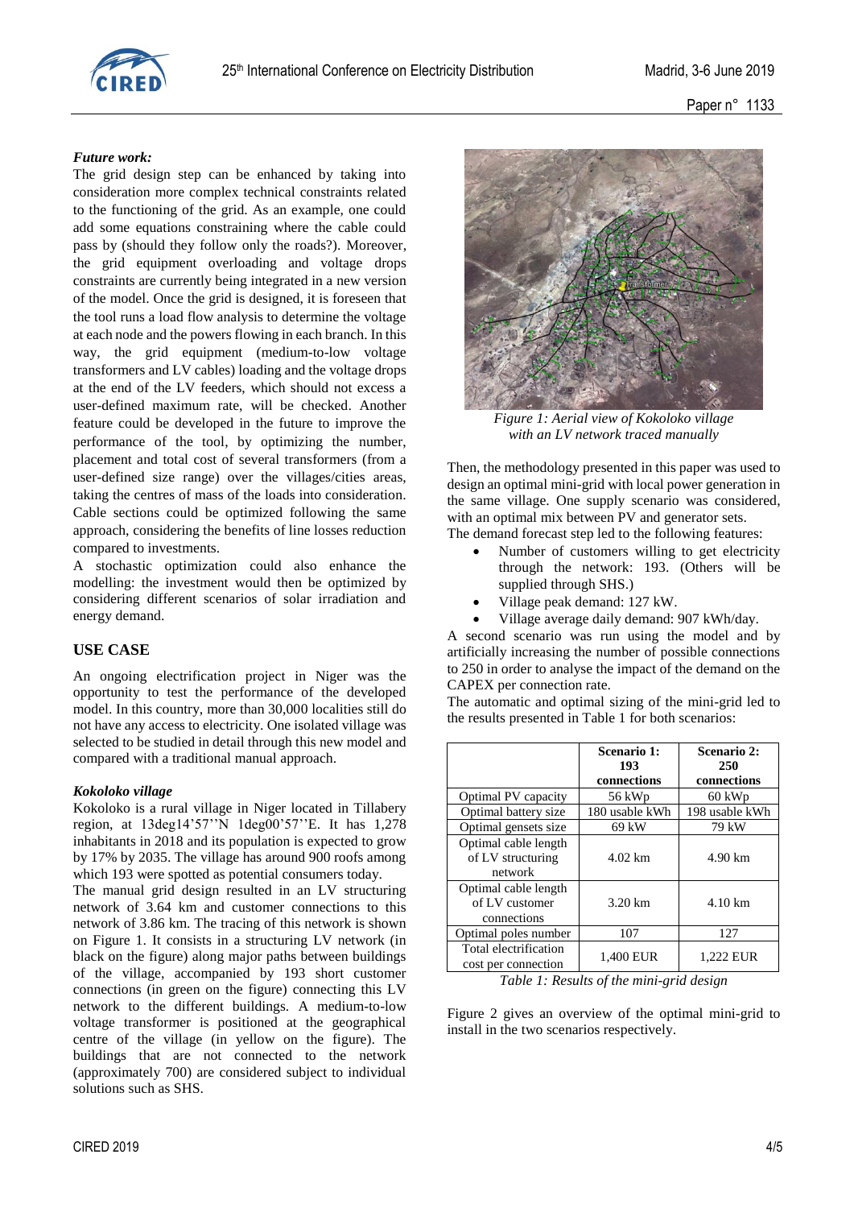***Future work:***

The grid design step can be enhanced by taking into consideration more complex technical constraints related to the functioning of the grid. As an example, one could add some equations constraining where the cable could pass by (should they follow only the roads?). Moreover, the grid equipment overloading and voltage drops constraints are currently being integrated in a new version of the model. Once the grid is designed, it is foreseen that the tool runs a load flow analysis to determine the voltage at each node and the powers flowing in each branch. In this way, the grid equipment (medium-to-low voltage transformers and LV cables) loading and the voltage drops at the end of the LV feeders, which should not excess a user-defined maximum rate, will be checked. Another feature could be developed in the future to improve the performance of the tool, by optimizing the number, placement and total cost of several transformers (from a user-defined size range) over the villages/cities areas, taking the centres of mass of the loads into consideration. Cable sections could be optimized following the same approach, considering the benefits of line losses reduction compared to investments.

A stochastic optimization could also enhance the modelling: the investment would then be optimized by considering different scenarios of solar irradiation and energy demand.

## USE CASE

An ongoing electrification project in Niger was the opportunity to test the performance of the developed model. In this country, more than 30,000 localities still do not have any access to electricity. One isolated village was selected to be studied in detail through this new model and compared with a traditional manual approach.

***Kokoloko village***

Kokoloko is a rural village in Niger located in Tillabery region, at 13deg14'57''N 1deg00'57''E. It has 1,278 inhabitants in 2018 and its population is expected to grow by 17% by 2035. The village has around 900 roofs among which 193 were spotted as potential consumers today.

The manual grid design resulted in an LV structuring network of 3.64 km and customer connections to this network of 3.86 km. The tracing of this network is shown on Figure 1. It consists in a structuring LV network (in black on the figure) along major paths between buildings of the village, accompanied by 193 short customer connections (in green on the figure) connecting this LV network to the different buildings. A medium-to-low voltage transformer is positioned at the geographical centre of the village (in yellow on the figure). The buildings that are not connected to the network (approximately 700) are considered subject to individual solutions such as SHS.

*Figure 1: Aerial view of Kokoloko village with an LV network traced manually*

Then, the methodology presented in this paper was used to design an optimal mini-grid with local power generation in the same village. One supply scenario was considered, with an optimal mix between PV and generator sets.

The demand forecast step led to the following features:

- Number of customers willing to get electricity through the network: 193. (Others will be supplied through SHS.)
- Village peak demand: 127 kW.
- Village average daily demand: 907 kWh/day.

A second scenario was run using the model and by artificially increasing the number of possible connections to 250 in order to analyse the impact of the demand on the CAPEX per connection rate.

The automatic and optimal sizing of the mini-grid led to the results presented in Table 1 for both scenarios:

| | **Scenario 1: 193 connections** | **Scenario 2: 250 connections** |
|---|---|---|
| Optimal PV capacity | 56 kWp | 60 kWp |
| Optimal battery size | 180 usable kWh | 198 usable kWh |
| Optimal gensets size | 69 kW | 79 kW |
| Optimal cable length of LV structuring network | 4.02 km | 4.90 km |
| Optimal cable length of LV customer connections | 3.20 km | 4.10 km |
| Optimal poles number | 107 | 127 |
| Total electrification cost per connection | 1,400 EUR | 1,222 EUR |

*Table 1: Results of the mini-grid design*

Figure 2 gives an overview of the optimal mini-grid to install in the two scenarios respectively.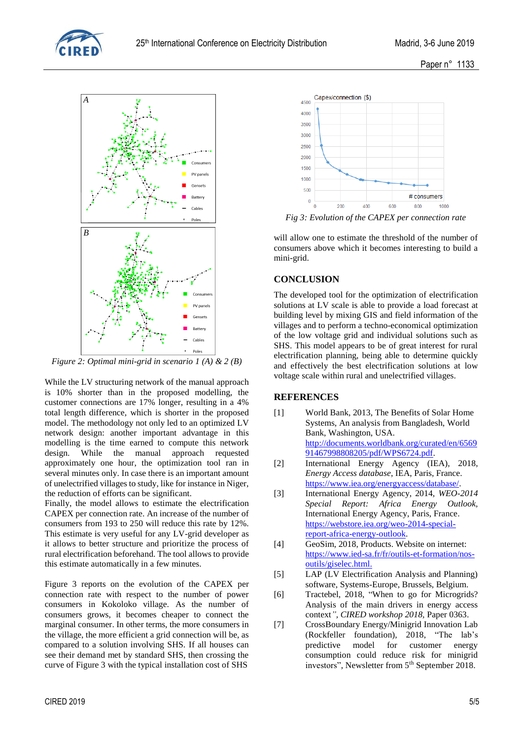A

Consumers

PV panels

Gensets

Battery

Cables

Poles

B

Consumers

PV panels

Gensets

Battery

Cables

Poles

*Figure 2: Optimal mini-grid in scenario 1 (A) & 2 (B)*

While the LV structuring network of the manual approach is 10% shorter than in the proposed modelling, the customer connections are 17% longer, resulting in a 4% total length difference, which is shorter in the proposed model. The methodology not only led to an optimized LV network design: another important advantage in this network modelling is the time earned to compute this network design. While the manual approach requested approximately one hour, the optimization tool ran in several minutes only. In case there is an important amount of unelectrified villages to study, like for instance in Niger, the reduction of efforts can be significant.

Finally, the model allows to estimate the electrification CAPEX per connection rate. An increase of the number of consumers from 193 to 250 will reduce this rate by 12%. This estimate is very useful for any LV-grid developer as it allows to better structure and prioritize the process of rural electrification beforehand. The tool allows to provide this estimate automatically in a few minutes.

Figure 3 reports on the evolution of the CAPEX per connection rate with respect to the number of power consumers in Kokoloko village. As the number of consumers grows, it becomes cheaper to connect the marginal consumer. In other terms, the more consumers in the village, the more efficient a grid connection will be, as compared to a solution involving SHS. If all houses can see their demand met by standard SHS, then crossing the curve of Figure 3 with the typical installation cost of SHS

Capex/connection ($)

4500
4000
3500
3000
2500
2000
1500
1000
500
0

0
200
400
600
800
1000

# consumers

*Fig 3: Evolution of the CAPEX per connection rate*

will allow one to estimate the threshold of the number of consumers above which it becomes interesting to build a mini-grid.

## CONCLUSION

The developed tool for the optimization of electrification solutions at LV scale is able to provide a load forecast at building level by mixing GIS and field information of the villages and to perform a techno-economical optimization of the low voltage grid and individual solutions such as SHS. This model appears to be of great interest for rural electrification planning, being able to determine quickly and effectively the best electrification solutions at low voltage scale within rural and unelectrified villages.

## REFERENCES

[1] World Bank, 2013, The Benefits of Solar Home Systems, An analysis from Bangladesh, World Bank, Washington, USA. http://documents.worldbank.org/curated/en/656991467998808205/pdf/WPS6724.pdf.

[2] International Energy Agency (IEA), 2018, *Energy Access database*, IEA, Paris, France. https://www.iea.org/energyaccess/database/.

[3] International Energy Agency, 2014, *WEO-2014 Special Report: Africa Energy Outlook*, International Energy Agency, Paris, France. https://webstore.iea.org/weo-2014-special-report-africa-energy-outlook.

[4] GeoSim, 2018, Products. Website on internet: https://www.ied-sa.fr/fr/outils-et-formation/nos-outils/giselec.html.

[5] LAP (LV Electrification Analysis and Planning) software, Systems-Europe, Brussels, Belgium.

[6] Tractebel, 2018, "When to go for Microgrids? Analysis of the main drivers in energy access context*", CIRED workshop 2018*, Paper 0363.

[7] CrossBoundary Energy/Minigrid Innovation Lab (Rockfeller foundation), 2018, "The lab's predictive model for customer energy consumption could reduce risk for minigrid investors", Newsletter from 5th September 2018.